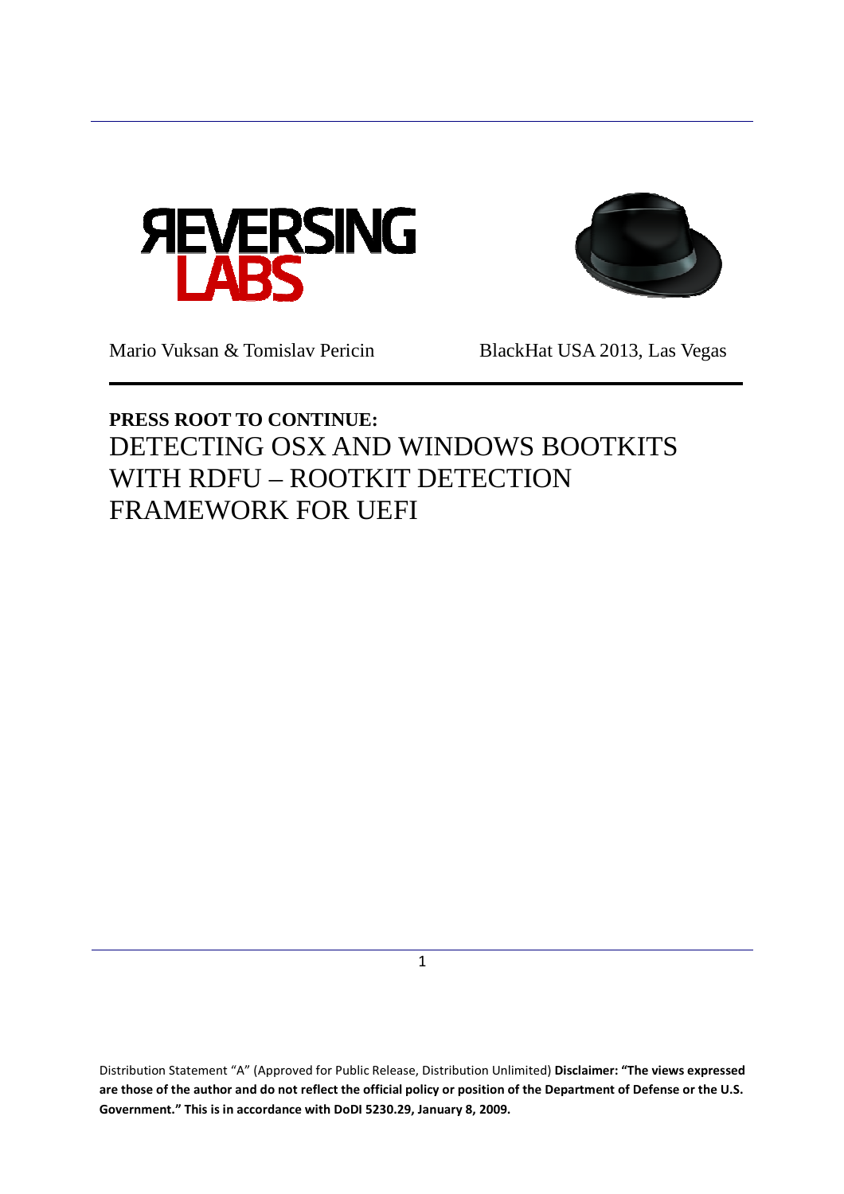Mario Vuksan & Tomislav Pericin    BlackHat USA 2013, Las Vegas

# PRESS ROOT TO CONTINUE: DETECTING OSX AND WINDOWS BOOTKITS WITH RDFU – ROOTKIT DETECTION FRAMEWORK FOR UEFI

Distribution Statement “A” (Approved for Public Release, Distribution Unlimited) **Disclaimer: “The views expressed are those of the author and do not reflect the official policy or position of the Department of Defense or the U.S. Government.” This is in accordance with DoDI 5230.29, January 8, 2009.**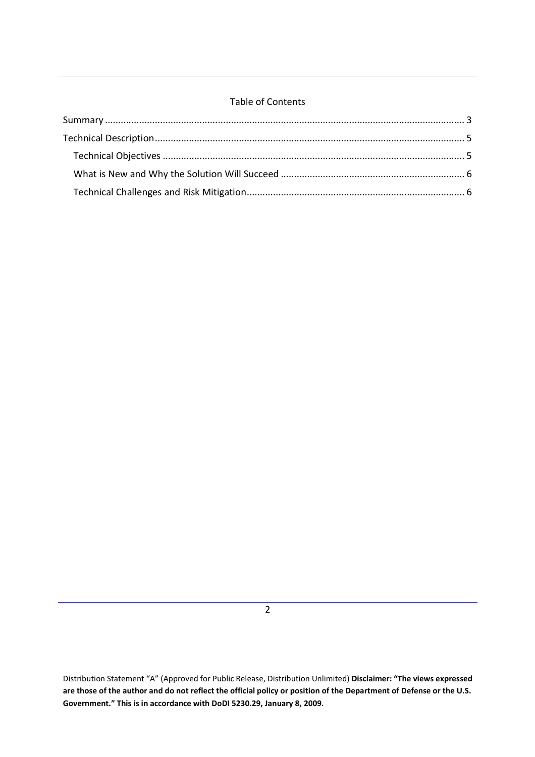Table of Contents

Summary ........................................................................................................................................ 3

Technical Description..................................................................................................................... 5

- Technical Objectives .................................................................................................................. 5
- What is New and Why the Solution Will Succeed ...................................................................... 6
- Technical Challenges and Risk Mitigation.................................................................................. 6

Distribution Statement "A" (Approved for Public Release, Distribution Unlimited) **Disclaimer: "The views expressed are those of the author and do not reflect the official policy or position of the Department of Defense or the U.S. Government." This is in accordance with DoDI 5230.29, January 8, 2009.**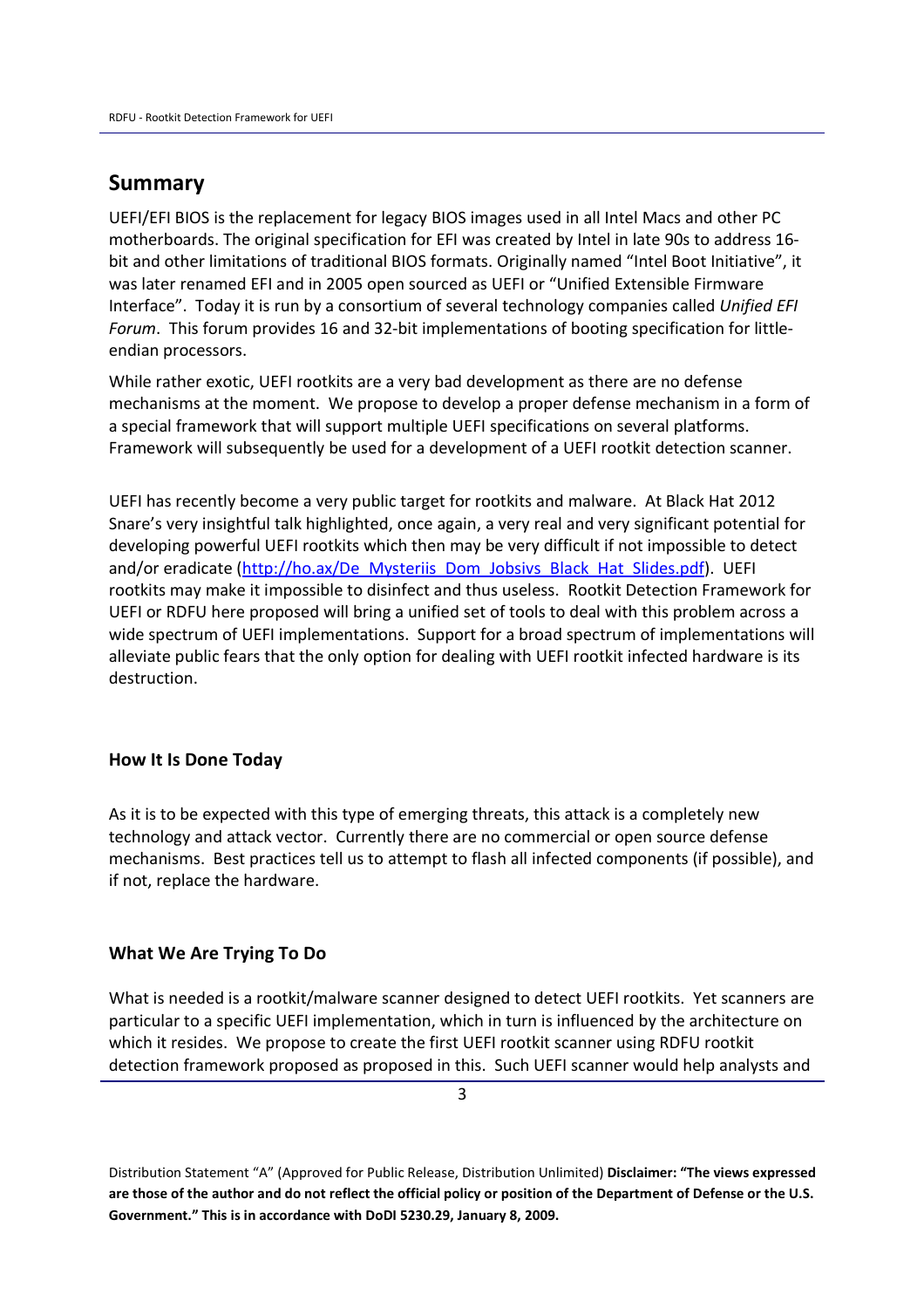## Summary

UEFI/EFI BIOS is the replacement for legacy BIOS images used in all Intel Macs and other PC motherboards. The original specification for EFI was created by Intel in late 90s to address 16-bit and other limitations of traditional BIOS formats. Originally named "Intel Boot Initiative", it was later renamed EFI and in 2005 open sourced as UEFI or "Unified Extensible Firmware Interface". Today it is run by a consortium of several technology companies called *Unified EFI Forum*. This forum provides 16 and 32-bit implementations of booting specification for little-endian processors.

While rather exotic, UEFI rootkits are a very bad development as there are no defense mechanisms at the moment. We propose to develop a proper defense mechanism in a form of a special framework that will support multiple UEFI specifications on several platforms. Framework will subsequently be used for a development of a UEFI rootkit detection scanner.

UEFI has recently become a very public target for rootkits and malware. At Black Hat 2012 Snare's very insightful talk highlighted, once again, a very real and very significant potential for developing powerful UEFI rootkits which then may be very difficult if not impossible to detect and/or eradicate (http://ho.ax/De_Mysteriis_Dom_Jobsivs_Black_Hat_Slides.pdf). UEFI rootkits may make it impossible to disinfect and thus useless. Rootkit Detection Framework for UEFI or RDFU here proposed will bring a unified set of tools to deal with this problem across a wide spectrum of UEFI implementations. Support for a broad spectrum of implementations will alleviate public fears that the only option for dealing with UEFI rootkit infected hardware is its destruction.

### How It Is Done Today

As it is to be expected with this type of emerging threats, this attack is a completely new technology and attack vector. Currently there are no commercial or open source defense mechanisms. Best practices tell us to attempt to flash all infected components (if possible), and if not, replace the hardware.

### What We Are Trying To Do

What is needed is a rootkit/malware scanner designed to detect UEFI rootkits. Yet scanners are particular to a specific UEFI implementation, which in turn is influenced by the architecture on which it resides. We propose to create the first UEFI rootkit scanner using RDFU rootkit detection framework proposed as proposed in this. Such UEFI scanner would help analysts and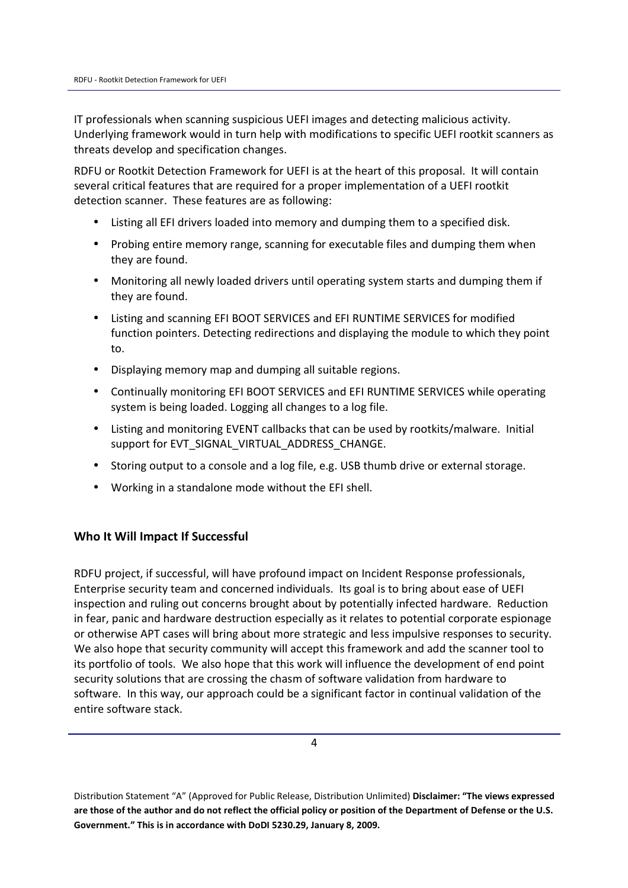IT professionals when scanning suspicious UEFI images and detecting malicious activity. Underlying framework would in turn help with modifications to specific UEFI rootkit scanners as threats develop and specification changes.

RDFU or Rootkit Detection Framework for UEFI is at the heart of this proposal. It will contain several critical features that are required for a proper implementation of a UEFI rootkit detection scanner. These features are as following:

- Listing all EFI drivers loaded into memory and dumping them to a specified disk.
- Probing entire memory range, scanning for executable files and dumping them when they are found.
- Monitoring all newly loaded drivers until operating system starts and dumping them if they are found.
- Listing and scanning EFI BOOT SERVICES and EFI RUNTIME SERVICES for modified function pointers. Detecting redirections and displaying the module to which they point to.
- Displaying memory map and dumping all suitable regions.
- Continually monitoring EFI BOOT SERVICES and EFI RUNTIME SERVICES while operating system is being loaded. Logging all changes to a log file.
- Listing and monitoring EVENT callbacks that can be used by rootkits/malware. Initial support for EVT_SIGNAL_VIRTUAL_ADDRESS_CHANGE.
- Storing output to a console and a log file, e.g. USB thumb drive or external storage.
- Working in a standalone mode without the EFI shell.

### Who It Will Impact If Successful

RDFU project, if successful, will have profound impact on Incident Response professionals, Enterprise security team and concerned individuals. Its goal is to bring about ease of UEFI inspection and ruling out concerns brought about by potentially infected hardware. Reduction in fear, panic and hardware destruction especially as it relates to potential corporate espionage or otherwise APT cases will bring about more strategic and less impulsive responses to security. We also hope that security community will accept this framework and add the scanner tool to its portfolio of tools. We also hope that this work will influence the development of end point security solutions that are crossing the chasm of software validation from hardware to software. In this way, our approach could be a significant factor in continual validation of the entire software stack.

Distribution Statement "A" (Approved for Public Release, Distribution Unlimited) **Disclaimer: "The views expressed are those of the author and do not reflect the official policy or position of the Department of Defense or the U.S. Government." This is in accordance with DoDI 5230.29, January 8, 2009.**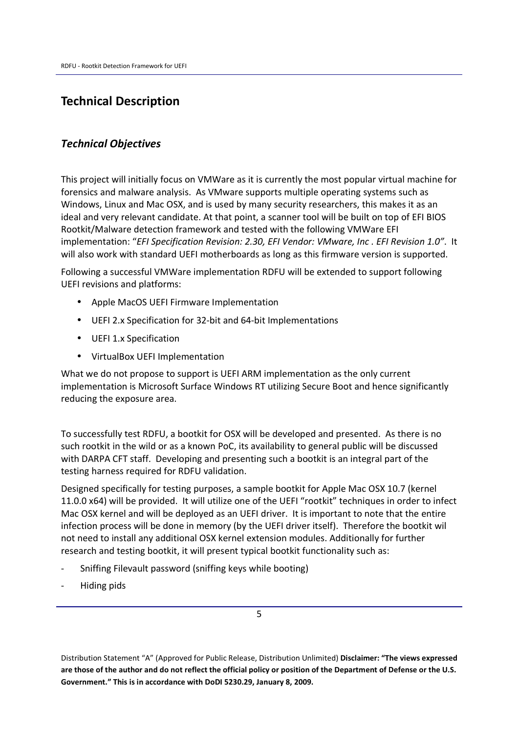## Technical Description

### *Technical Objectives*

This project will initially focus on VMWare as it is currently the most popular virtual machine for forensics and malware analysis. As VMware supports multiple operating systems such as Windows, Linux and Mac OSX, and is used by many security researchers, this makes it as an ideal and very relevant candidate. At that point, a scanner tool will be built on top of EFI BIOS Rootkit/Malware detection framework and tested with the following VMWare EFI implementation: "*EFI Specification Revision: 2.30, EFI Vendor: VMware, Inc . EFI Revision 1.0"*. It will also work with standard UEFI motherboards as long as this firmware version is supported.

Following a successful VMWare implementation RDFU will be extended to support following UEFI revisions and platforms:

- Apple MacOS UEFI Firmware Implementation
- UEFI 2.x Specification for 32-bit and 64-bit Implementations
- UEFI 1.x Specification
- VirtualBox UEFI Implementation

What we do not propose to support is UEFI ARM implementation as the only current implementation is Microsoft Surface Windows RT utilizing Secure Boot and hence significantly reducing the exposure area.

To successfully test RDFU, a bootkit for OSX will be developed and presented. As there is no such rootkit in the wild or as a known PoC, its availability to general public will be discussed with DARPA CFT staff. Developing and presenting such a bootkit is an integral part of the testing harness required for RDFU validation.

Designed specifically for testing purposes, a sample bootkit for Apple Mac OSX 10.7 (kernel 11.0.0 x64) will be provided. It will utilize one of the UEFI "rootkit" techniques in order to infect Mac OSX kernel and will be deployed as an UEFI driver. It is important to note that the entire infection process will be done in memory (by the UEFI driver itself). Therefore the bootkit wil not need to install any additional OSX kernel extension modules. Additionally for further research and testing bootkit, it will present typical bootkit functionality such as:

- Sniffing Filevault password (sniffing keys while booting)
- Hiding pids

Distribution Statement "A" (Approved for Public Release, Distribution Unlimited) **Disclaimer: "The views expressed are those of the author and do not reflect the official policy or position of the Department of Defense or the U.S. Government." This is in accordance with DoDI 5230.29, January 8, 2009.**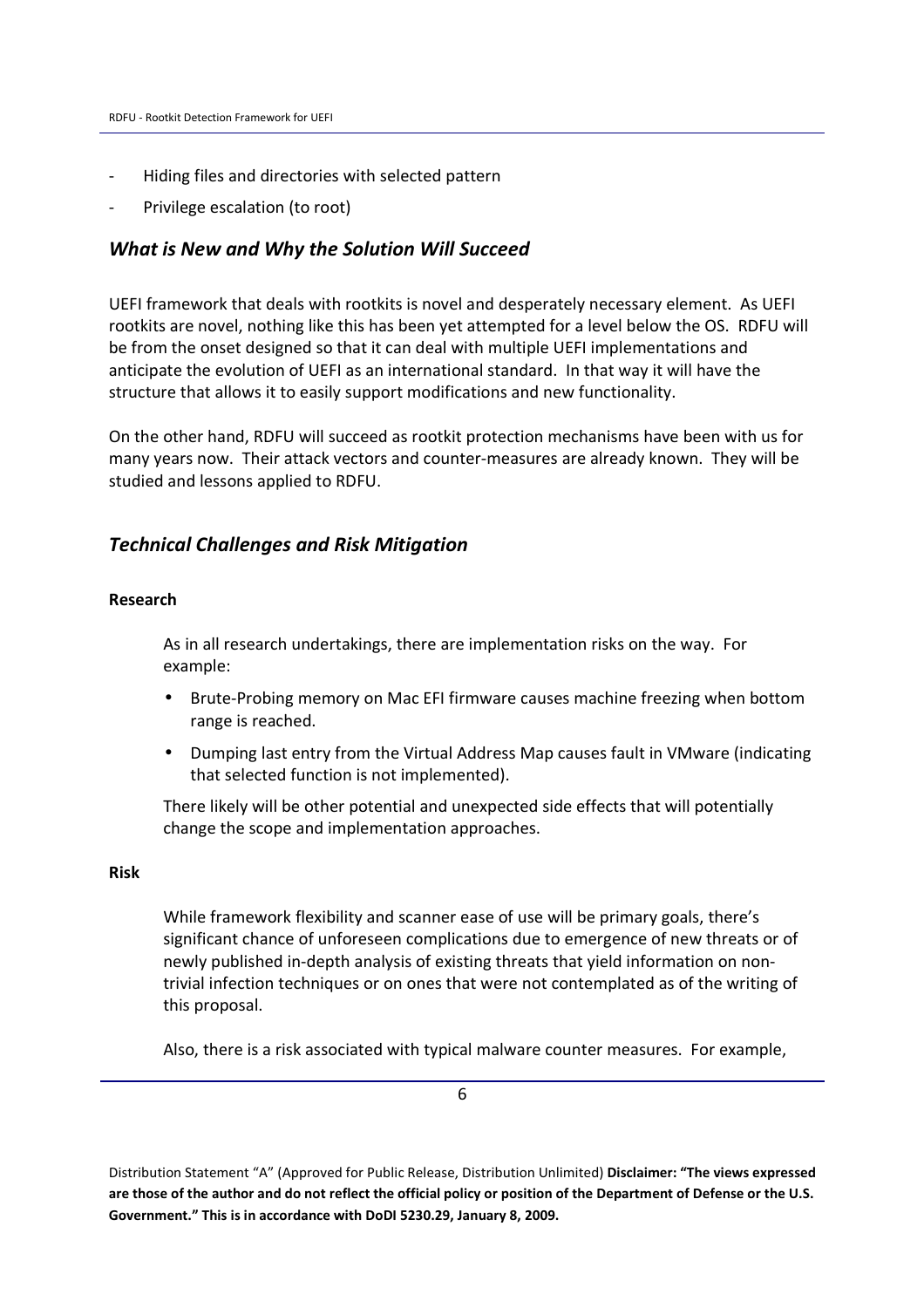- Hiding files and directories with selected pattern
- Privilege escalation (to root)

## *What is New and Why the Solution Will Succeed*

UEFI framework that deals with rootkits is novel and desperately necessary element. As UEFI rootkits are novel, nothing like this has been yet attempted for a level below the OS. RDFU will be from the onset designed so that it can deal with multiple UEFI implementations and anticipate the evolution of UEFI as an international standard. In that way it will have the structure that allows it to easily support modifications and new functionality.

On the other hand, RDFU will succeed as rootkit protection mechanisms have been with us for many years now. Their attack vectors and counter-measures are already known. They will be studied and lessons applied to RDFU.

## *Technical Challenges and Risk Mitigation*

**Research**

As in all research undertakings, there are implementation risks on the way. For example:

- Brute-Probing memory on Mac EFI firmware causes machine freezing when bottom range is reached.
- Dumping last entry from the Virtual Address Map causes fault in VMware (indicating that selected function is not implemented).

There likely will be other potential and unexpected side effects that will potentially change the scope and implementation approaches.

**Risk**

While framework flexibility and scanner ease of use will be primary goals, there's significant chance of unforeseen complications due to emergence of new threats or of newly published in-depth analysis of existing threats that yield information on non-trivial infection techniques or on ones that were not contemplated as of the writing of this proposal.

Also, there is a risk associated with typical malware counter measures. For example,

Distribution Statement "A" (Approved for Public Release, Distribution Unlimited) **Disclaimer: "The views expressed are those of the author and do not reflect the official policy or position of the Department of Defense or the U.S. Government." This is in accordance with DoDI 5230.29, January 8, 2009.**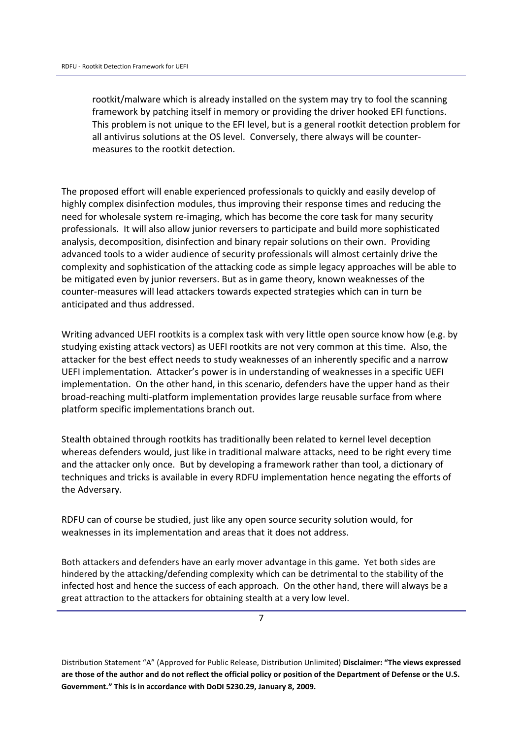rootkit/malware which is already installed on the system may try to fool the scanning framework by patching itself in memory or providing the driver hooked EFI functions. This problem is not unique to the EFI level, but is a general rootkit detection problem for all antivirus solutions at the OS level. Conversely, there always will be counter-measures to the rootkit detection.

The proposed effort will enable experienced professionals to quickly and easily develop of highly complex disinfection modules, thus improving their response times and reducing the need for wholesale system re-imaging, which has become the core task for many security professionals. It will also allow junior reversers to participate and build more sophisticated analysis, decomposition, disinfection and binary repair solutions on their own. Providing advanced tools to a wider audience of security professionals will almost certainly drive the complexity and sophistication of the attacking code as simple legacy approaches will be able to be mitigated even by junior reversers. But as in game theory, known weaknesses of the counter-measures will lead attackers towards expected strategies which can in turn be anticipated and thus addressed.

Writing advanced UEFI rootkits is a complex task with very little open source know how (e.g. by studying existing attack vectors) as UEFI rootkits are not very common at this time. Also, the attacker for the best effect needs to study weaknesses of an inherently specific and a narrow UEFI implementation. Attacker's power is in understanding of weaknesses in a specific UEFI implementation. On the other hand, in this scenario, defenders have the upper hand as their broad-reaching multi-platform implementation provides large reusable surface from where platform specific implementations branch out.

Stealth obtained through rootkits has traditionally been related to kernel level deception whereas defenders would, just like in traditional malware attacks, need to be right every time and the attacker only once. But by developing a framework rather than tool, a dictionary of techniques and tricks is available in every RDFU implementation hence negating the efforts of the Adversary.

RDFU can of course be studied, just like any open source security solution would, for weaknesses in its implementation and areas that it does not address.

Both attackers and defenders have an early mover advantage in this game. Yet both sides are hindered by the attacking/defending complexity which can be detrimental to the stability of the infected host and hence the success of each approach. On the other hand, there will always be a great attraction to the attackers for obtaining stealth at a very low level.

Distribution Statement "A" (Approved for Public Release, Distribution Unlimited) **Disclaimer: "The views expressed are those of the author and do not reflect the official policy or position of the Department of Defense or the U.S. Government." This is in accordance with DoDI 5230.29, January 8, 2009.**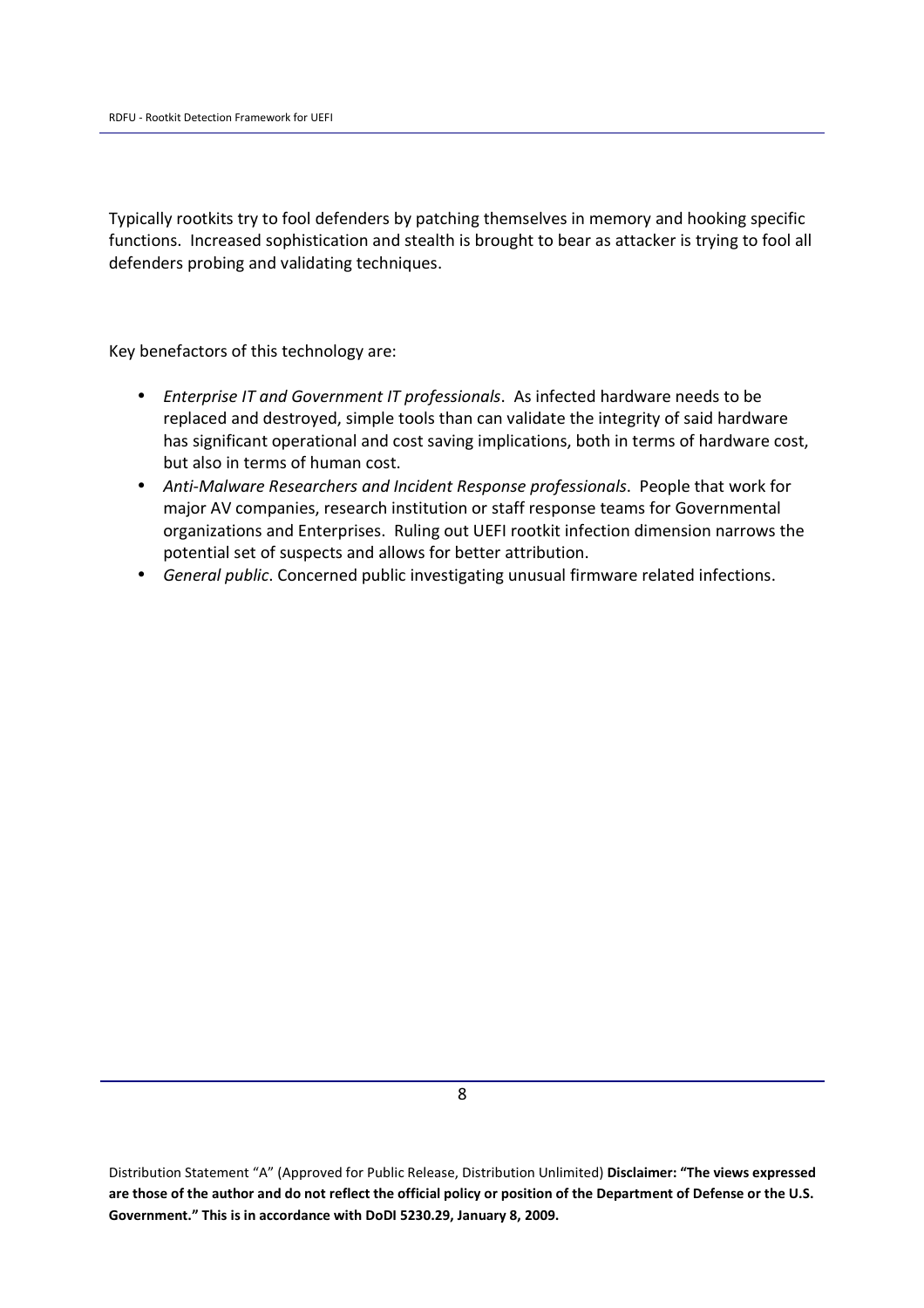Typically rootkits try to fool defenders by patching themselves in memory and hooking specific functions. Increased sophistication and stealth is brought to bear as attacker is trying to fool all defenders probing and validating techniques.

Key benefactors of this technology are:

- *Enterprise IT and Government IT professionals*. As infected hardware needs to be replaced and destroyed, simple tools than can validate the integrity of said hardware has significant operational and cost saving implications, both in terms of hardware cost, but also in terms of human cost.
- *Anti-Malware Researchers and Incident Response professionals*. People that work for major AV companies, research institution or staff response teams for Governmental organizations and Enterprises. Ruling out UEFI rootkit infection dimension narrows the potential set of suspects and allows for better attribution.
- *General public*. Concerned public investigating unusual firmware related infections.